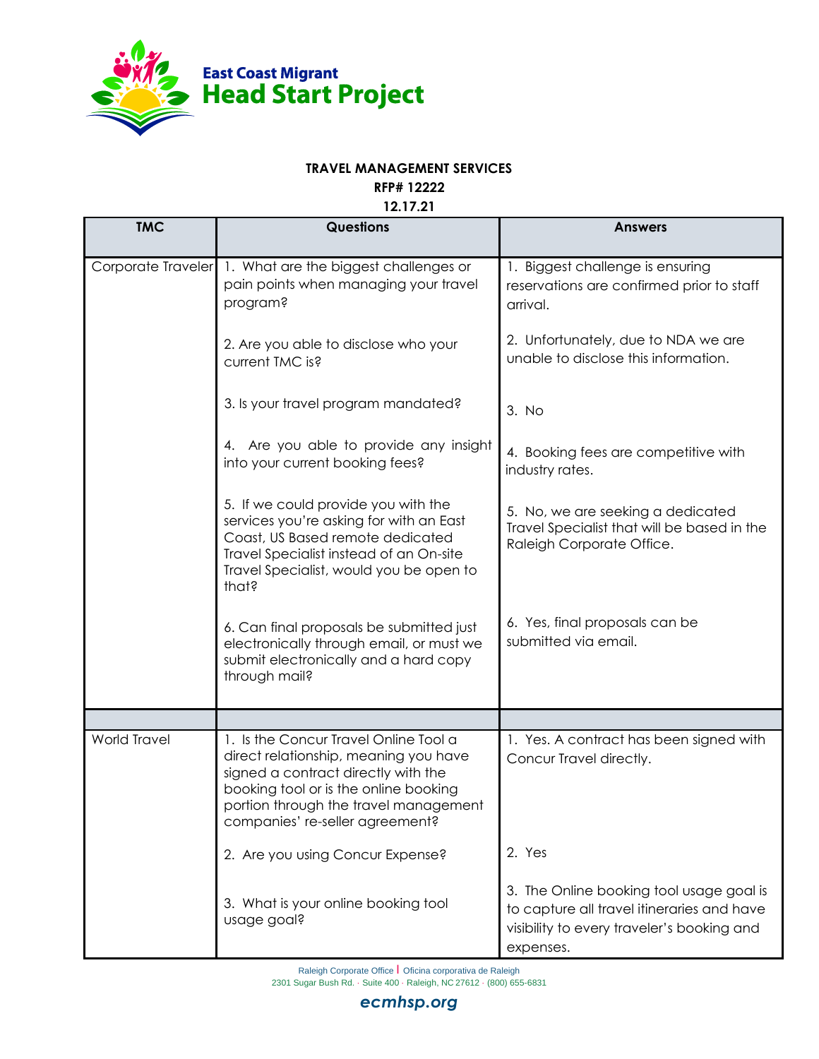East Coast Migrant **Head Start Project**

**TRAVEL MANAGEMENT SERVICES**
**RFP# 12222**
**12.17.21**

| TMC | Questions | Answers |
|---|---|---|
| Corporate Traveler | 1. What are the biggest challenges or pain points when managing your travel program? | 1. Biggest challenge is ensuring reservations are confirmed prior to staff arrival. |
| | 2. Are you able to disclose who your current TMC is? | 2. Unfortunately, due to NDA we are unable to disclose this information. |
| | 3. Is your travel program mandated? | 3. No |
| | 4. Are you able to provide any insight into your current booking fees? | 4. Booking fees are competitive with industry rates. |
| | 5. If we could provide you with the services you're asking for with an East Coast, US Based remote dedicated Travel Specialist instead of an On-site Travel Specialist, would you be open to that? | 5. No, we are seeking a dedicated Travel Specialist that will be based in the Raleigh Corporate Office. |
| | 6. Can final proposals be submitted just electronically through email, or must we submit electronically and a hard copy through mail? | 6. Yes, final proposals can be submitted via email. |
| | | |
| World Travel | 1. Is the Concur Travel Online Tool a direct relationship, meaning you have signed a contract directly with the booking tool or is the online booking portion through the travel management companies' re-seller agreement? | 1. Yes. A contract has been signed with Concur Travel directly. |
| | 2. Are you using Concur Expense? | 2. Yes |
| | 3. What is your online booking tool usage goal? | 3. The Online booking tool usage goal is to capture all travel itineraries and have visibility to every traveler's booking and expenses. |

Raleigh Corporate Office | Oficina corporativa de Raleigh
2301 Sugar Bush Rd. · Suite 400 · Raleigh, NC 27612 · (800) 655-6831

ecmhsp.org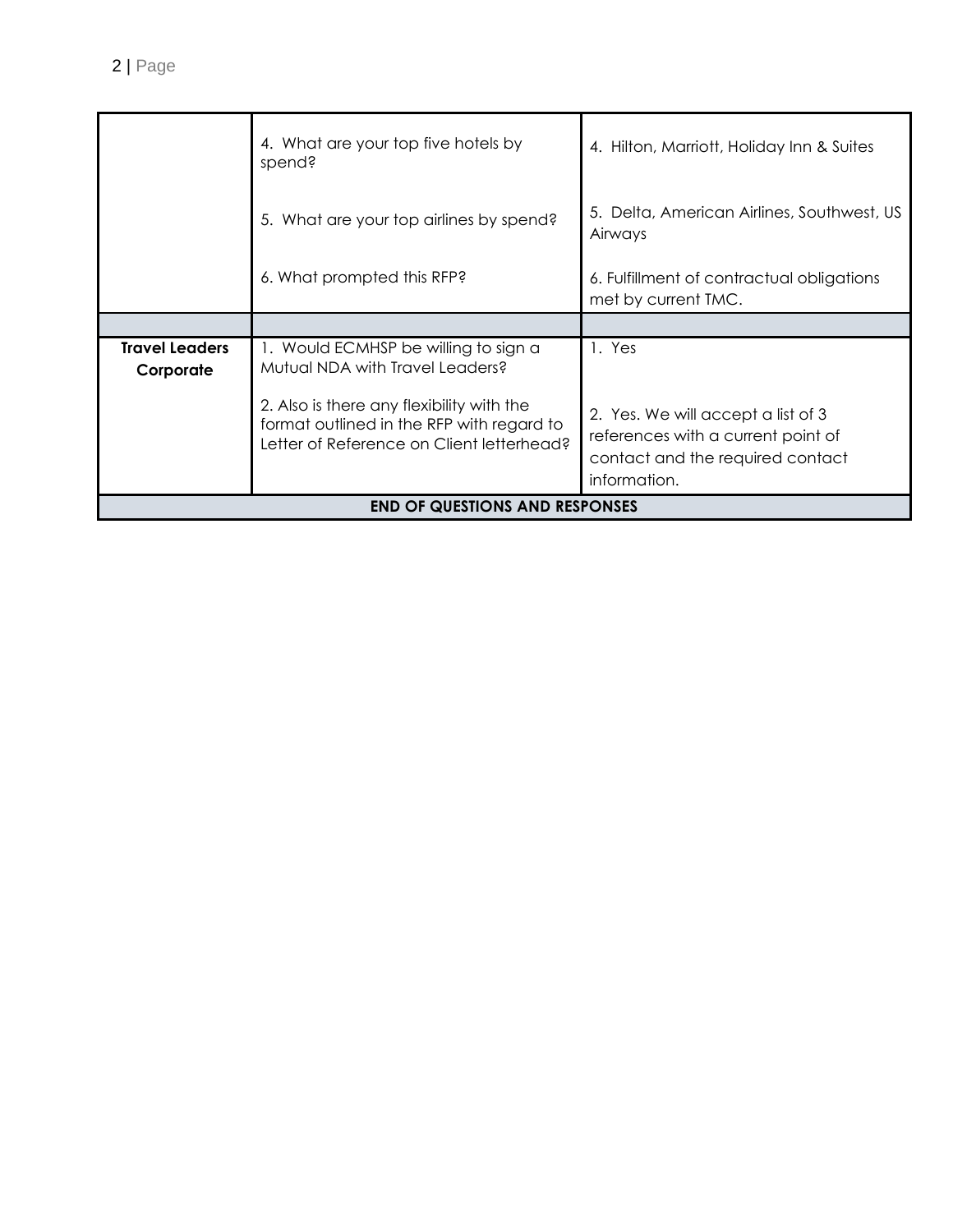| | | |
|---|---|---|
| | 4. What are your top five hotels by spend?<br><br>5. What are your top airlines by spend?<br><br>6. What prompted this RFP? | 4. Hilton, Marriott, Holiday Inn & Suites<br><br>5. Delta, American Airlines, Southwest, US Airways<br><br>6. Fulfillment of contractual obligations met by current TMC. |
| | | |
| **Travel Leaders Corporate** | 1. Would ECMHSP be willing to sign a Mutual NDA with Travel Leaders?<br><br>2. Also is there any flexibility with the format outlined in the RFP with regard to Letter of Reference on Client letterhead? | 1. Yes<br><br>2. Yes. We will accept a list of 3 references with a current point of contact and the required contact information. |
| **END OF QUESTIONS AND RESPONSES** | | |